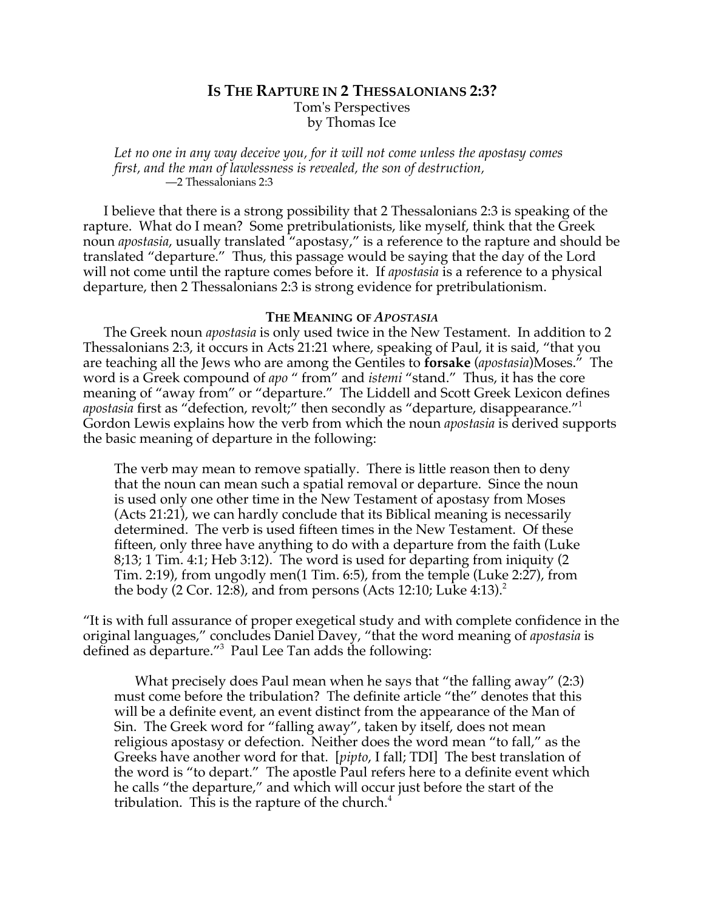# IS THE RAPTURE IN 2 THESSALONIANS 2:3?

Tom's Perspectives
by Thomas Ice

> *Let no one in any way deceive you, for it will not come unless the apostasy comes first, and the man of lawlessness is revealed, the son of destruction,*
> —2 Thessalonians 2:3

I believe that there is a strong possibility that 2 Thessalonians 2:3 is speaking of the rapture. What do I mean? Some pretribulationists, like myself, think that the Greek noun *apostasia*, usually translated "apostasy," is a reference to the rapture and should be translated "departure." Thus, this passage would be saying that the day of the Lord will not come until the rapture comes before it. If *apostasia* is a reference to a physical departure, then 2 Thessalonians 2:3 is strong evidence for pretribulationism.

## THE MEANING OF *APOSTASIA*

The Greek noun *apostasia* is only used twice in the New Testament. In addition to 2 Thessalonians 2:3, it occurs in Acts 21:21 where, speaking of Paul, it is said, "that you are teaching all the Jews who are among the Gentiles to **forsake** (*apostasia*)Moses." The word is a Greek compound of *apo* " from" and *istemi* "stand." Thus, it has the core meaning of "away from" or "departure." The Liddell and Scott Greek Lexicon defines *apostasia* first as "defection, revolt;" then secondly as "departure, disappearance."[1] Gordon Lewis explains how the verb from which the noun *apostasia* is derived supports the basic meaning of departure in the following:

> The verb may mean to remove spatially. There is little reason then to deny that the noun can mean such a spatial removal or departure. Since the noun is used only one other time in the New Testament of apostasy from Moses (Acts 21:21), we can hardly conclude that its Biblical meaning is necessarily determined. The verb is used fifteen times in the New Testament. Of these fifteen, only three have anything to do with a departure from the faith (Luke 8;13; 1 Tim. 4:1; Heb 3:12). The word is used for departing from iniquity (2 Tim. 2:19), from ungodly men(1 Tim. 6:5), from the temple (Luke 2:27), from the body (2 Cor. 12:8), and from persons (Acts 12:10; Luke 4:13).[2]

"It is with full assurance of proper exegetical study and with complete confidence in the original languages," concludes Daniel Davey, "that the word meaning of *apostasia* is defined as departure."[3] Paul Lee Tan adds the following:

> What precisely does Paul mean when he says that "the falling away" (2:3) must come before the tribulation? The definite article "the" denotes that this will be a definite event, an event distinct from the appearance of the Man of Sin. The Greek word for "falling away", taken by itself, does not mean religious apostasy or defection. Neither does the word mean "to fall," as the Greeks have another word for that. [*pipto*, I fall; TDI] The best translation of the word is "to depart." The apostle Paul refers here to a definite event which he calls "the departure," and which will occur just before the start of the tribulation. This is the rapture of the church.[4]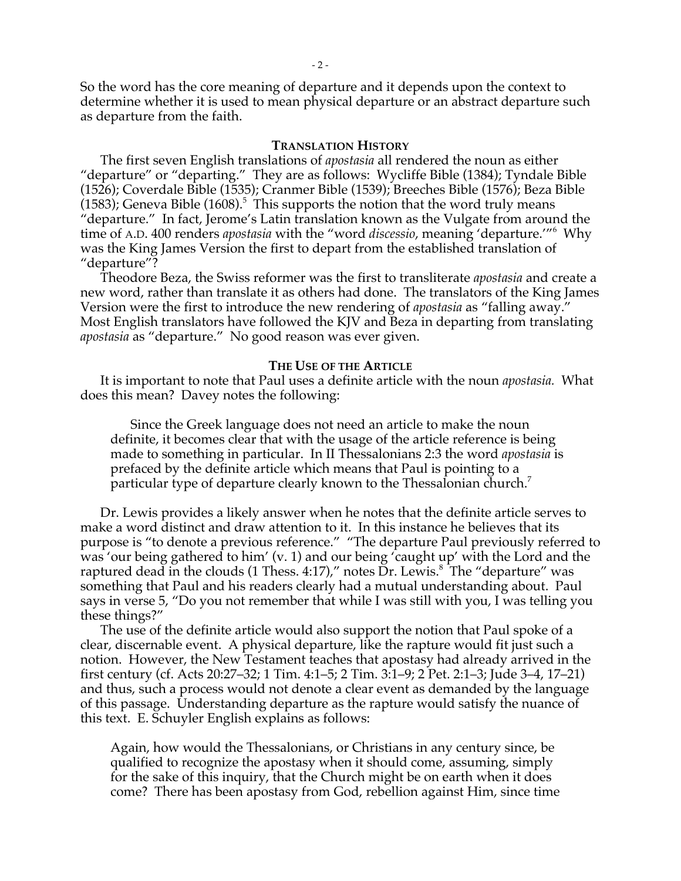So the word has the core meaning of departure and it depends upon the context to determine whether it is used to mean physical departure or an abstract departure such as departure from the faith.

## Translation History

The first seven English translations of *apostasia* all rendered the noun as either "departure" or "departing." They are as follows: Wycliffe Bible (1384); Tyndale Bible (1526); Coverdale Bible (1535); Cranmer Bible (1539); Breeches Bible (1576); Beza Bible (1583); Geneva Bible (1608).[5] This supports the notion that the word truly means "departure." In fact, Jerome's Latin translation known as the Vulgate from around the time of A.D. 400 renders *apostasia* with the "word *discessio*, meaning 'departure.'"[6] Why was the King James Version the first to depart from the established translation of "departure"?

Theodore Beza, the Swiss reformer was the first to transliterate *apostasia* and create a new word, rather than translate it as others had done. The translators of the King James Version were the first to introduce the new rendering of *apostasia* as "falling away." Most English translators have followed the KJV and Beza in departing from translating *apostasia* as "departure." No good reason was ever given.

## The Use of the Article

It is important to note that Paul uses a definite article with the noun *apostasia.* What does this mean? Davey notes the following:

> Since the Greek language does not need an article to make the noun definite, it becomes clear that with the usage of the article reference is being made to something in particular. In II Thessalonians 2:3 the word *apostasia* is prefaced by the definite article which means that Paul is pointing to a particular type of departure clearly known to the Thessalonian church.[7]

Dr. Lewis provides a likely answer when he notes that the definite article serves to make a word distinct and draw attention to it. In this instance he believes that its purpose is "to denote a previous reference." "The departure Paul previously referred to was 'our being gathered to him' (v. 1) and our being 'caught up' with the Lord and the raptured dead in the clouds (1 Thess. 4:17)," notes Dr. Lewis.[8] The "departure" was something that Paul and his readers clearly had a mutual understanding about. Paul says in verse 5, "Do you not remember that while I was still with you, I was telling you these things?"

The use of the definite article would also support the notion that Paul spoke of a clear, discernable event. A physical departure, like the rapture would fit just such a notion. However, the New Testament teaches that apostasy had already arrived in the first century (cf. Acts 20:27–32; 1 Tim. 4:1–5; 2 Tim. 3:1–9; 2 Pet. 2:1–3; Jude 3–4, 17–21) and thus, such a process would not denote a clear event as demanded by the language of this passage. Understanding departure as the rapture would satisfy the nuance of this text. E. Schuyler English explains as follows:

> Again, how would the Thessalonians, or Christians in any century since, be qualified to recognize the apostasy when it should come, assuming, simply for the sake of this inquiry, that the Church might be on earth when it does come? There has been apostasy from God, rebellion against Him, since time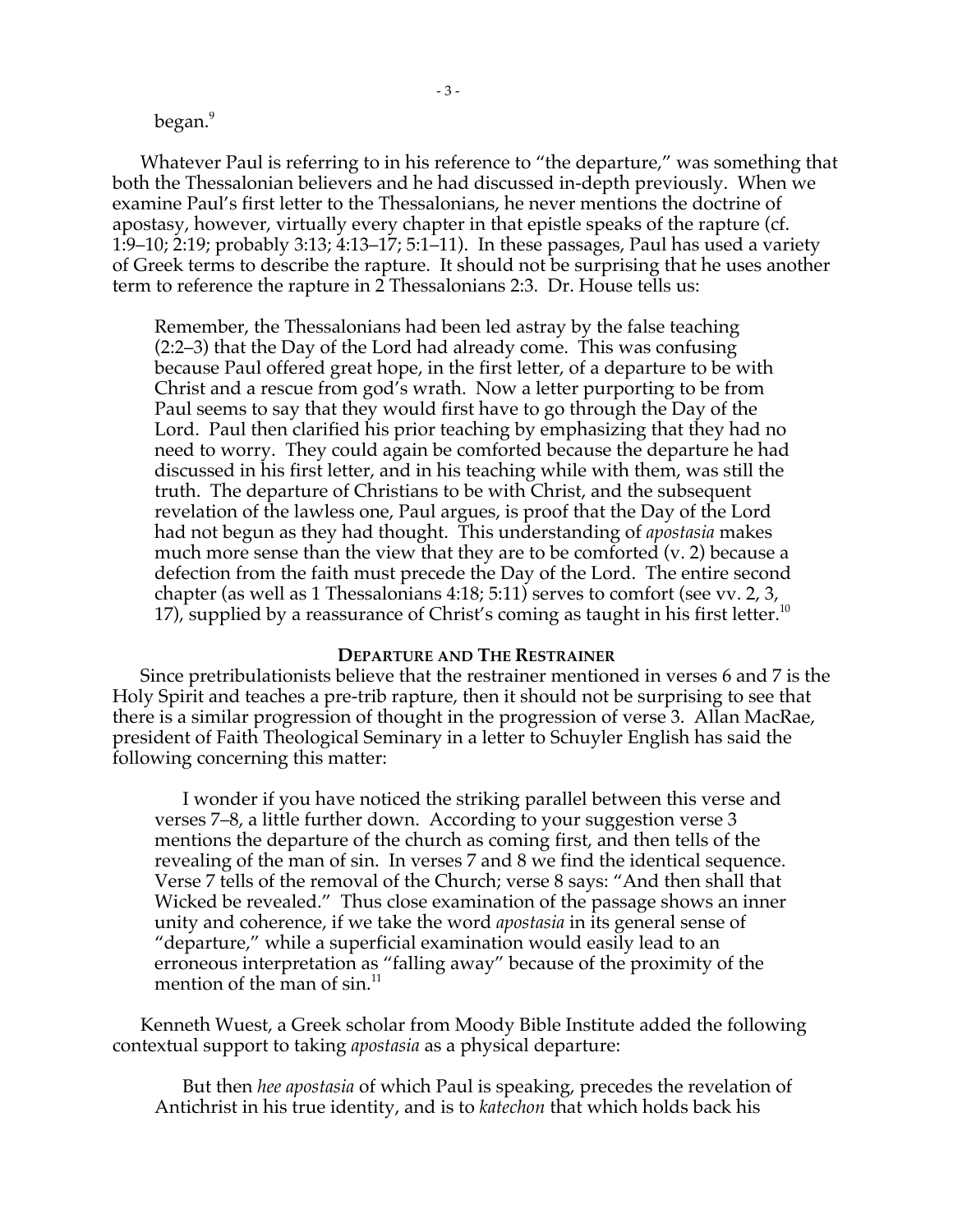began.[9]

Whatever Paul is referring to in his reference to "the departure," was something that both the Thessalonian believers and he had discussed in-depth previously. When we examine Paul's first letter to the Thessalonians, he never mentions the doctrine of apostasy, however, virtually every chapter in that epistle speaks of the rapture (cf. 1:9–10; 2:19; probably 3:13; 4:13–17; 5:1–11). In these passages, Paul has used a variety of Greek terms to describe the rapture. It should not be surprising that he uses another term to reference the rapture in 2 Thessalonians 2:3. Dr. House tells us:

> Remember, the Thessalonians had been led astray by the false teaching (2:2–3) that the Day of the Lord had already come. This was confusing because Paul offered great hope, in the first letter, of a departure to be with Christ and a rescue from god's wrath. Now a letter purporting to be from Paul seems to say that they would first have to go through the Day of the Lord. Paul then clarified his prior teaching by emphasizing that they had no need to worry. They could again be comforted because the departure he had discussed in his first letter, and in his teaching while with them, was still the truth. The departure of Christians to be with Christ, and the subsequent revelation of the lawless one, Paul argues, is proof that the Day of the Lord had not begun as they had thought. This understanding of *apostasia* makes much more sense than the view that they are to be comforted (v. 2) because a defection from the faith must precede the Day of the Lord. The entire second chapter (as well as 1 Thessalonians 4:18; 5:11) serves to comfort (see vv. 2, 3, 17), supplied by a reassurance of Christ's coming as taught in his first letter.[10]

## DEPARTURE AND THE RESTRAINER

Since pretribulationists believe that the restrainer mentioned in verses 6 and 7 is the Holy Spirit and teaches a pre-trib rapture, then it should not be surprising to see that there is a similar progression of thought in the progression of verse 3. Allan MacRae, president of Faith Theological Seminary in a letter to Schuyler English has said the following concerning this matter:

> I wonder if you have noticed the striking parallel between this verse and verses 7–8, a little further down. According to your suggestion verse 3 mentions the departure of the church as coming first, and then tells of the revealing of the man of sin. In verses 7 and 8 we find the identical sequence. Verse 7 tells of the removal of the Church; verse 8 says: "And then shall that Wicked be revealed." Thus close examination of the passage shows an inner unity and coherence, if we take the word *apostasia* in its general sense of "departure," while a superficial examination would easily lead to an erroneous interpretation as "falling away" because of the proximity of the mention of the man of sin.[11]

Kenneth Wuest, a Greek scholar from Moody Bible Institute added the following contextual support to taking *apostasia* as a physical departure:

> But then *hee apostasia* of which Paul is speaking, precedes the revelation of Antichrist in his true identity, and is to *katechon* that which holds back his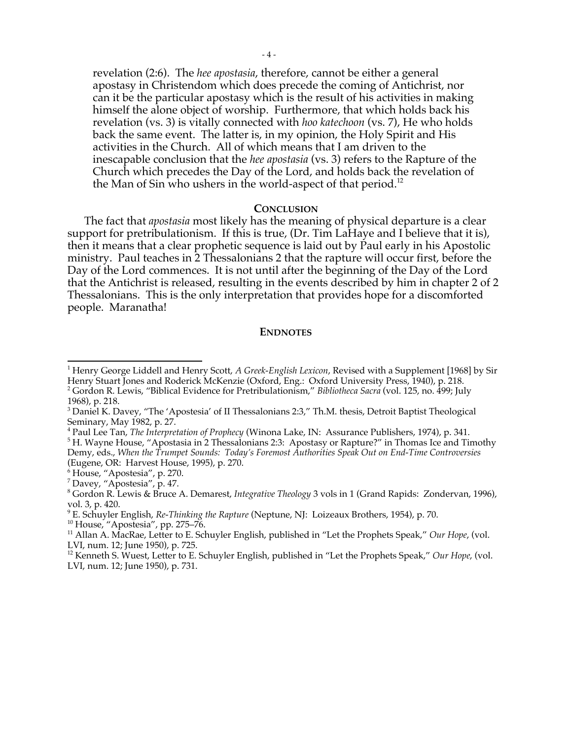> revelation (2:6). The *hee apostasia*, therefore, cannot be either a general apostasy in Christendom which does precede the coming of Antichrist, nor can it be the particular apostasy which is the result of his activities in making himself the alone object of worship. Furthermore, that which holds back his revelation (vs. 3) is vitally connected with *hoo katechoon* (vs. 7), He who holds back the same event. The latter is, in my opinion, the Holy Spirit and His activities in the Church. All of which means that I am driven to the inescapable conclusion that the *hee apostasia* (vs. 3) refers to the Rapture of the Church which precedes the Day of the Lord, and holds back the revelation of the Man of Sin who ushers in the world-aspect of that period.[12]

## CONCLUSION

The fact that *apostasia* most likely has the meaning of physical departure is a clear support for pretribulationism. If this is true, (Dr. Tim LaHaye and I believe that it is), then it means that a clear prophetic sequence is laid out by Paul early in his Apostolic ministry. Paul teaches in 2 Thessalonians 2 that the rapture will occur first, before the Day of the Lord commences. It is not until after the beginning of the Day of the Lord that the Antichrist is released, resulting in the events described by him in chapter 2 of 2 Thessalonians. This is the only interpretation that provides hope for a discomforted people. Maranatha!

## ENDNOTES

[1] Henry George Liddell and Henry Scott, *A Greek-English Lexicon*, Revised with a Supplement [1968] by Sir Henry Stuart Jones and Roderick McKenzie (Oxford, Eng.: Oxford University Press, 1940), p. 218.

[2] Gordon R. Lewis, "Biblical Evidence for Pretribulationism," *Bibliotheca Sacra* (vol. 125, no. 499; July 1968), p. 218.

[3] Daniel K. Davey, "The 'Apostesia' of II Thessalonians 2:3," Th.M. thesis, Detroit Baptist Theological Seminary, May 1982, p. 27.

[4] Paul Lee Tan, *The Interpretation of Prophecy* (Winona Lake, IN: Assurance Publishers, 1974), p. 341.

[5] H. Wayne House, "Apostasia in 2 Thessalonians 2:3: Apostasy or Rapture?" in Thomas Ice and Timothy Demy, eds., *When the Trumpet Sounds: Today's Foremost Authorities Speak Out on End-Time Controversies* (Eugene, OR: Harvest House, 1995), p. 270.

[6] House, "Apostesia", p. 270.

[7] Davey, "Apostesia", p. 47.

[8] Gordon R. Lewis & Bruce A. Demarest, *Integrative Theology* 3 vols in 1 (Grand Rapids: Zondervan, 1996), vol. 3, p. 420.

[9] E. Schuyler English, *Re-Thinking the Rapture* (Neptune, NJ: Loizeaux Brothers, 1954), p. 70.

[10] House, "Apostesia", pp. 275–76.

[11] Allan A. MacRae, Letter to E. Schuyler English, published in "Let the Prophets Speak," *Our Hope*, (vol. LVI, num. 12; June 1950), p. 725.

[12] Kenneth S. Wuest, Letter to E. Schuyler English, published in "Let the Prophets Speak," *Our Hope*, (vol. LVI, num. 12; June 1950), p. 731.